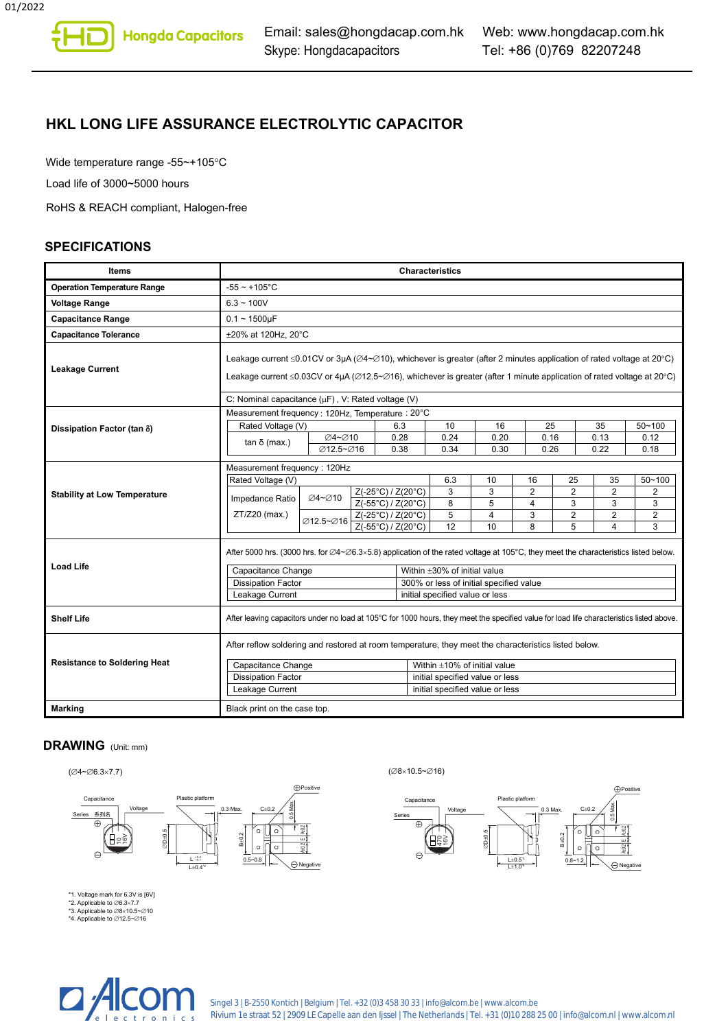# HKL LONG LIFE ASSURANCE ELECTROLYTIC CAPACITOR

Wide temperature range -55~+105°C

Load life of 3000~5000 hours

RoHS & REACH compliant, Halogen-free

## SPECIFICATIONS

| Items | Characteristics |
|---|---|
| **Operation Temperature Range** | -55 ~ +105°C |
| **Voltage Range** | 6.3 ~ 100V |
| **Capacitance Range** | 0.1 ~ 1500μF |
| **Capacitance Tolerance** | ±20% at 120Hz, 20°C |
| **Leakage Current** | Leakage current ≤0.01CV or 3μA (∅4~∅10), whichever is greater (after 2 minutes application of rated voltage at 20°C)<br>Leakage current ≤0.03CV or 4μA (∅12.5~∅16), whichever is greater (after 1 minute application of rated voltage at 20°C)<br>C: Nominal capacitance (μF) , V: Rated voltage (V) |
| **Dissipation Factor (tan δ)** | Measurement frequency : 120Hz, Temperature : 20°C |
| **Stability at Low Temperature** | Measurement frequency : 120Hz |
| **Load Life** | After 5000 hrs. (3000 hrs. for ∅4~∅6.3×5.8) application of the rated voltage at 105°C, they meet the characteristics listed below. |
| **Shelf Life** | After leaving capacitors under no load at 105°C for 1000 hours, they meet the specified value for load life characteristics listed above. |
| **Resistance to Soldering Heat** | After reflow soldering and restored at room temperature, they meet the characteristics listed below. |
| **Marking** | Black print on the case top. |

**Dissipation Factor (tan δ)**

| Rated Voltage (V) | | 6.3 | 10 | 16 | 25 | 35 | 50~100 |
|---|---|---|---|---|---|---|---|
| tan δ (max.) | ∅4~∅10 | 0.28 | 0.24 | 0.20 | 0.16 | 0.13 | 0.12 |
| | ∅12.5~∅16 | 0.38 | 0.34 | 0.30 | 0.26 | 0.22 | 0.18 |

**Stability at Low Temperature**

| Rated Voltage (V) | | | 6.3 | 10 | 16 | 25 | 35 | 50~100 |
|---|---|---|---|---|---|---|---|---|
| Impedance Ratio ZT/Z20 (max.) | ∅4~∅10 | Z(-25°C) / Z(20°C) | 3 | 3 | 2 | 2 | 2 | 2 |
| | | Z(-55°C) / Z(20°C) | 8 | 5 | 4 | 3 | 3 | 3 |
| | ∅12.5~∅16 | Z(-25°C) / Z(20°C) | 5 | 4 | 3 | 2 | 2 | 2 |
| | | Z(-55°C) / Z(20°C) | 12 | 10 | 8 | 5 | 4 | 3 |

**Load Life**

| | |
|---|---|
| Capacitance Change | Within ±30% of initial value |
| Dissipation Factor | 300% or less of initial specified value |
| Leakage Current | initial specified value or less |

**Resistance to Soldering Heat**

| | |
|---|---|
| Capacitance Change | Within ±10% of initial value |
| Dissipation Factor | initial specified value or less |
| Leakage Current | initial specified value or less |

## DRAWING (Unit: mm)

(∅4~∅6.3×7.7)

(∅8×10.5~∅16)

*1. Voltage mark for 6.3V is [6V]
*2. Applicable to ∅6.3×7.7
*3. Applicable to ∅8×10.5~∅10
*4. Applicable to ∅12.5~∅16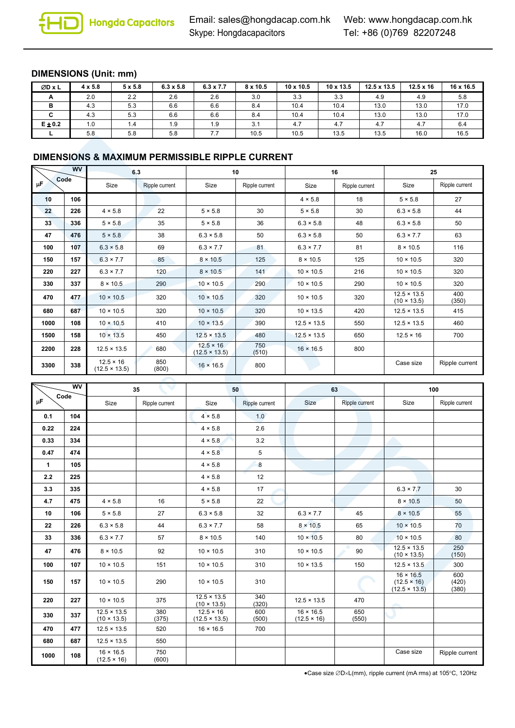## DIMENSIONS (Unit: mm)

| ∅D x L | 4 x 5.8 | 5 x 5.8 | 6.3 x 5.8 | 6.3 x 7.7 | 8 x 10.5 | 10 x 10.5 | 10 x 13.5 | 12.5 x 13.5 | 12.5 x 16 | 16 x 16.5 |
|---|---|---|---|---|---|---|---|---|---|---|
| A | 2.0 | 2.2 | 2.6 | 2.6 | 3.0 | 3.3 | 3.3 | 4.9 | 4.9 | 5.8 |
| B | 4.3 | 5.3 | 6.6 | 6.6 | 8.4 | 10.4 | 10.4 | 13.0 | 13.0 | 17.0 |
| C | 4.3 | 5.3 | 6.6 | 6.6 | 8.4 | 10.4 | 10.4 | 13.0 | 13.0 | 17.0 |
| E ± 0.2 | 1.0 | 1.4 | 1.9 | 1.9 | 3.1 | 4.7 | 4.7 | 4.7 | 4.7 | 6.4 |
| L | 5.8 | 5.8 | 5.8 | 7.7 | 10.5 | 10.5 | 13.5 | 13.5 | 16.0 | 16.5 |

## DIMENSIONS & MAXIMUM PERMISSIBLE RIPPLE CURRENT

| μF | Code | 6.3 | | 10 | | 16 | | 25 | |
|---|---|---|---|---|---|---|---|---|---|
| | | Size | Ripple current | Size | Ripple current | Size | Ripple current | Size | Ripple current |
| 10 | 106 | | | | | 4 × 5.8 | 18 | 5 × 5.8 | 27 |
| 22 | 226 | 4 × 5.8 | 22 | 5 × 5.8 | 30 | 5 × 5.8 | 30 | 6.3 × 5.8 | 44 |
| 33 | 336 | 5 × 5.8 | 35 | 5 × 5.8 | 36 | 6.3 × 5.8 | 48 | 6.3 × 5.8 | 50 |
| 47 | 476 | 5 × 5.8 | 38 | 6.3 × 5.8 | 50 | 6.3 × 5.8 | 50 | 6.3 × 7.7 | 63 |
| 100 | 107 | 6.3 × 5.8 | 69 | 6.3 × 7.7 | 81 | 6.3 × 7.7 | 81 | 8 × 10.5 | 116 |
| 150 | 157 | 6.3 × 7.7 | 85 | 8 × 10.5 | 125 | 8 × 10.5 | 125 | 10 × 10.5 | 320 |
| 220 | 227 | 6.3 × 7.7 | 120 | 8 × 10.5 | 141 | 10 × 10.5 | 216 | 10 × 10.5 | 320 |
| 330 | 337 | 8 × 10.5 | 290 | 10 × 10.5 | 290 | 10 × 10.5 | 290 | 10 × 10.5 | 320 |
| 470 | 477 | 10 × 10.5 | 320 | 10 × 10.5 | 320 | 10 × 10.5 | 320 | 12.5 × 13.5 (10 × 13.5) | 400 (350) |
| 680 | 687 | 10 × 10.5 | 320 | 10 × 10.5 | 320 | 10 × 13.5 | 420 | 12.5 × 13.5 | 415 |
| 1000 | 108 | 10 × 10.5 | 410 | 10 × 13.5 | 390 | 12.5 × 13.5 | 550 | 12.5 × 13.5 | 460 |
| 1500 | 158 | 10 × 13.5 | 450 | 12.5 × 13.5 | 480 | 12.5 × 13.5 | 650 | 12.5 × 16 | 700 |
| 2200 | 228 | 12.5 × 13.5 | 680 | 12.5 × 16 (12.5 × 13.5) | 750 (510) | 16 × 16.5 | 800 | | |
| 3300 | 338 | 12.5 × 16 (12.5 × 13.5) | 850 (800) | 16 × 16.5 | 800 | | | Case size | Ripple current |

| μF | Code | 35 | | 50 | | 63 | | 100 | |
|---|---|---|---|---|---|---|---|---|---|
| | | Size | Ripple current | Size | Ripple current | Size | Ripple current | Size | Ripple current |
| 0.1 | 104 | | | 4 × 5.8 | 1.0 | | | | |
| 0.22 | 224 | | | 4 × 5.8 | 2.6 | | | | |
| 0.33 | 334 | | | 4 × 5.8 | 3.2 | | | | |
| 0.47 | 474 | | | 4 × 5.8 | 5 | | | | |
| 1 | 105 | | | 4 × 5.8 | 8 | | | | |
| 2.2 | 225 | | | 4 × 5.8 | 12 | | | | |
| 3.3 | 335 | | | 4 × 5.8 | 17 | | | 6.3 × 7.7 | 30 |
| 4.7 | 475 | 4 × 5.8 | 16 | 5 × 5.8 | 22 | | | 8 × 10.5 | 50 |
| 10 | 106 | 5 × 5.8 | 27 | 6.3 × 5.8 | 32 | 6.3 × 7.7 | 45 | 8 × 10.5 | 55 |
| 22 | 226 | 6.3 × 5.8 | 44 | 6.3 × 7.7 | 58 | 8 × 10.5 | 65 | 10 × 10.5 | 70 |
| 33 | 336 | 6.3 × 7.7 | 57 | 8 × 10.5 | 140 | 10 × 10.5 | 80 | 10 × 10.5 | 80 |
| 47 | 476 | 8 × 10.5 | 92 | 10 × 10.5 | 310 | 10 × 10.5 | 90 | 12.5 × 13.5 (10 × 13.5) | 250 (150) |
| 100 | 107 | 10 × 10.5 | 151 | 10 × 10.5 | 310 | 10 × 13.5 | 150 | 12.5 × 13.5 | 300 |
| 150 | 157 | 10 × 10.5 | 290 | 10 × 10.5 | 310 | | | 16 × 16.5 (12.5 × 16) (12.5 × 13.5) | 600 (420) (380) |
| 220 | 227 | 10 × 10.5 | 375 | 12.5 × 13.5 (10 × 13.5) | 340 (320) | 12.5 × 13.5 | 470 | | |
| 330 | 337 | 12.5 × 13.5 (10 × 13.5) | 380 (375) | 12.5 × 16 (12.5 × 13.5) | 600 (500) | 16 × 16.5 (12.5 × 16) | 650 (550) | | |
| 470 | 477 | 12.5 × 13.5 | 520 | 16 × 16.5 | 700 | | | | |
| 680 | 687 | 12.5 × 13.5 | 550 | | | | | | |
| 1000 | 108 | 16 × 16.5 (12.5 × 16) | 750 (600) | | | | | Case size | Ripple current |

•Case size ∅D×L(mm), ripple current (mA rms) at 105°C, 120Hz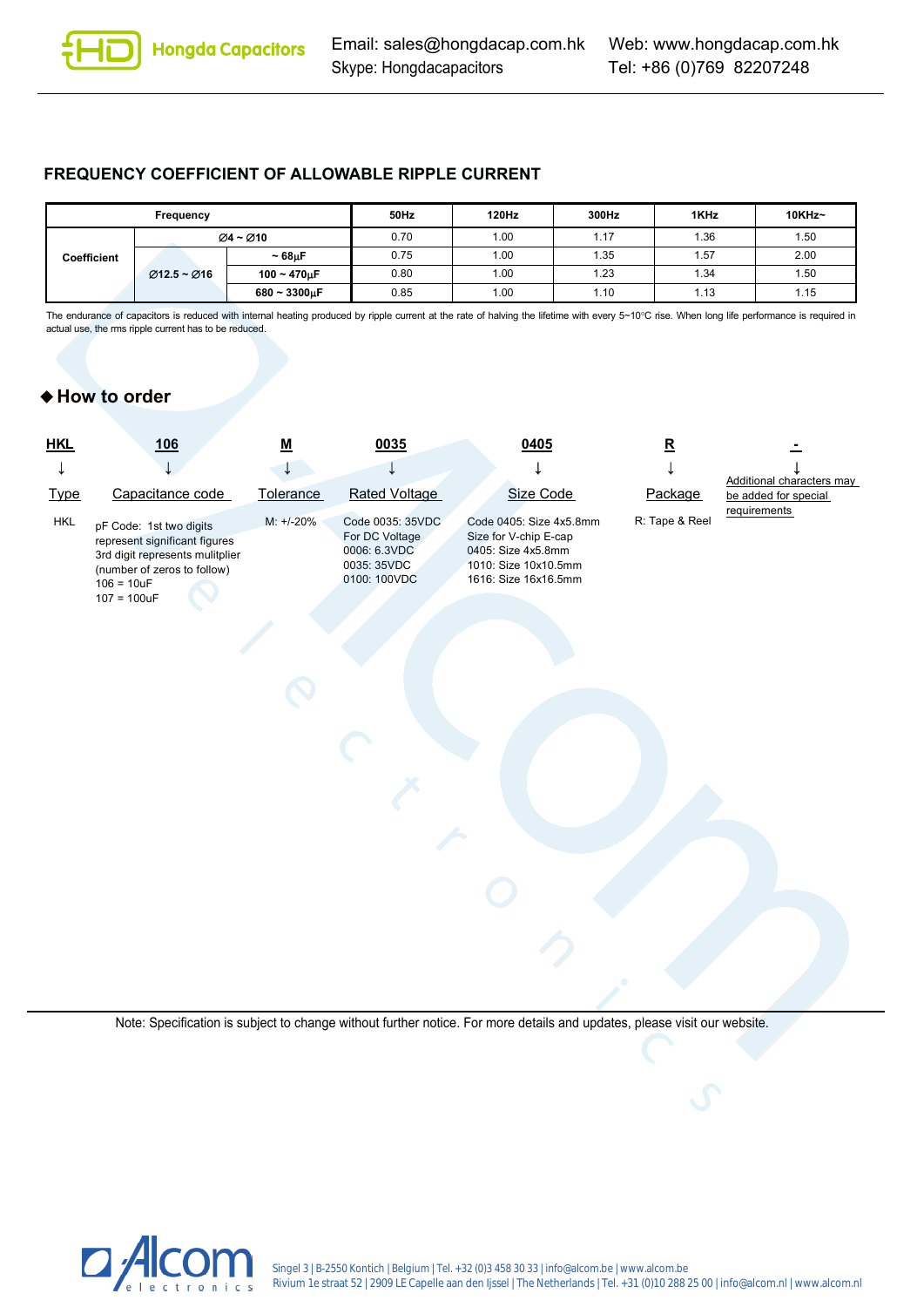## FREQUENCY COEFFICIENT OF ALLOWABLE RIPPLE CURRENT

| Frequency | | | 50Hz | 120Hz | 300Hz | 1KHz | 10KHz~ |
|---|---|---|---|---|---|---|---|
| Coefficient | Ø4 ~ Ø10 | | 0.70 | 1.00 | 1.17 | 1.36 | 1.50 |
| | Ø12.5 ~ Ø16 | ~ 68μF | 0.75 | 1.00 | 1.35 | 1.57 | 2.00 |
| | | 100 ~ 470μF | 0.80 | 1.00 | 1.23 | 1.34 | 1.50 |
| | | 680 ~ 3300μF | 0.85 | 1.00 | 1.10 | 1.13 | 1.15 |

The endurance of capacitors is reduced with internal heating produced by ripple current at the rate of halving the lifetime with every 5~10°C rise. When long life performance is required in actual use, the rms ripple current has to be reduced.

## ◆ How to order

| HKL | 106 | M | 0035 | 0405 | R | - |
|---|---|---|---|---|---|---|
| ↓ | ↓ | ↓ | ↓ | ↓ | ↓ | ↓ |
| Type | Capacitance code | Tolerance | Rated Voltage | Size Code | Package | Additional characters may be added for special requirements |
| HKL | pF Code: 1st two digits represent significant figures 3rd digit represents mulitplier (number of zeros to follow) 106 = 10uF 107 = 100uF | M: +/-20% | Code 0035: 35VDC For DC Voltage 0006: 6.3VDC 0035: 35VDC 0100: 100VDC | Code 0405: Size 4x5.8mm Size for V-chip E-cap 0405: Size 4x5.8mm 1010: Size 10x10.5mm 1616: Size 16x16.5mm | R: Tape & Reel | |

Note: Specification is subject to change without further notice. For more details and updates, please visit our website.